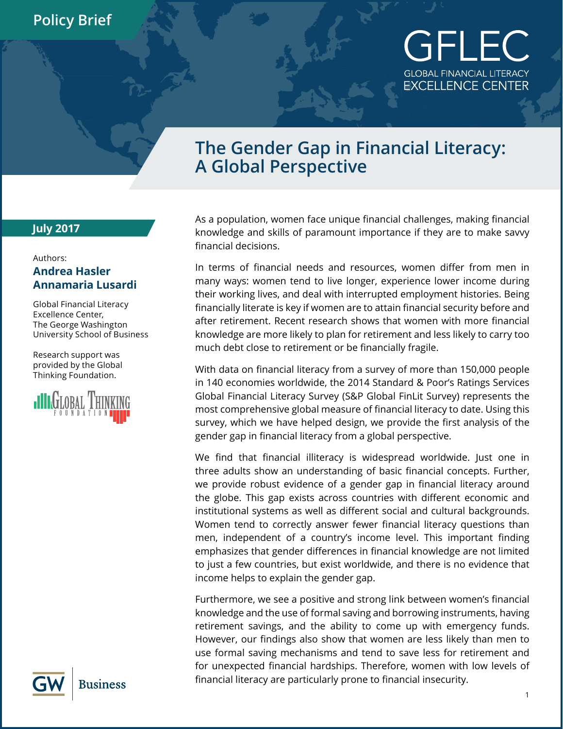Policy Brief

GFLEC
GLOBAL FINANCIAL LITERACY EXCELLENCE CENTER

# The Gender Gap in Financial Literacy: A Global Perspective

**July 2017**

Authors:
**Andrea Hasler**
**Annamaria Lusardi**

Global Financial Literacy Excellence Center, The George Washington University School of Business

Research support was provided by the Global Thinking Foundation.

As a population, women face unique financial challenges, making financial knowledge and skills of paramount importance if they are to make savvy financial decisions.

In terms of financial needs and resources, women differ from men in many ways: women tend to live longer, experience lower income during their working lives, and deal with interrupted employment histories. Being financially literate is key if women are to attain financial security before and after retirement. Recent research shows that women with more financial knowledge are more likely to plan for retirement and less likely to carry too much debt close to retirement or be financially fragile.

With data on financial literacy from a survey of more than 150,000 people in 140 economies worldwide, the 2014 Standard & Poor's Ratings Services Global Financial Literacy Survey (S&P Global FinLit Survey) represents the most comprehensive global measure of financial literacy to date. Using this survey, which we have helped design, we provide the first analysis of the gender gap in financial literacy from a global perspective.

We find that financial illiteracy is widespread worldwide. Just one in three adults show an understanding of basic financial concepts. Further, we provide robust evidence of a gender gap in financial literacy around the globe. This gap exists across countries with different economic and institutional systems as well as different social and cultural backgrounds. Women tend to correctly answer fewer financial literacy questions than men, independent of a country's income level. This important finding emphasizes that gender differences in financial knowledge are not limited to just a few countries, but exist worldwide, and there is no evidence that income helps to explain the gender gap.

Furthermore, we see a positive and strong link between women's financial knowledge and the use of formal saving and borrowing instruments, having retirement savings, and the ability to come up with emergency funds. However, our findings also show that women are less likely than men to use formal saving mechanisms and tend to save less for retirement and for unexpected financial hardships. Therefore, women with low levels of financial literacy are particularly prone to financial insecurity.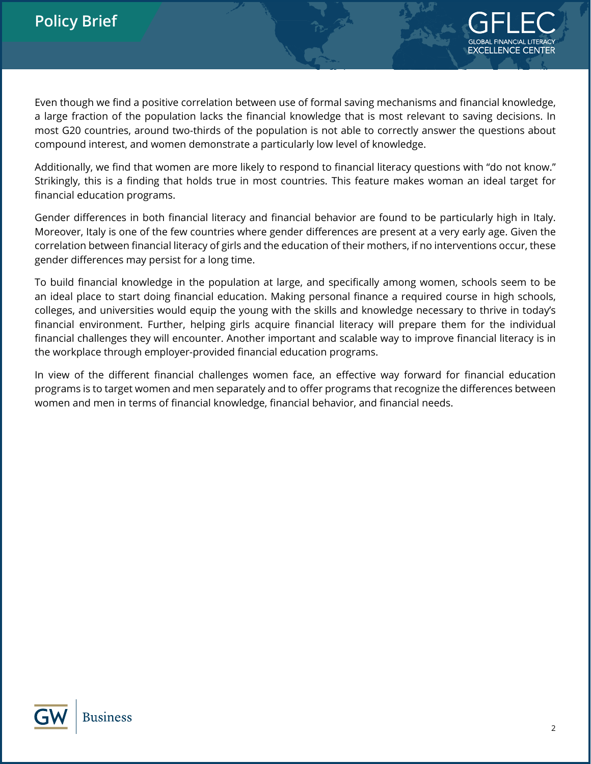Even though we find a positive correlation between use of formal saving mechanisms and financial knowledge, a large fraction of the population lacks the financial knowledge that is most relevant to saving decisions. In most G20 countries, around two-thirds of the population is not able to correctly answer the questions about compound interest, and women demonstrate a particularly low level of knowledge.

Additionally, we find that women are more likely to respond to financial literacy questions with "do not know." Strikingly, this is a finding that holds true in most countries. This feature makes woman an ideal target for financial education programs.

Gender differences in both financial literacy and financial behavior are found to be particularly high in Italy. Moreover, Italy is one of the few countries where gender differences are present at a very early age. Given the correlation between financial literacy of girls and the education of their mothers, if no interventions occur, these gender differences may persist for a long time.

To build financial knowledge in the population at large, and specifically among women, schools seem to be an ideal place to start doing financial education. Making personal finance a required course in high schools, colleges, and universities would equip the young with the skills and knowledge necessary to thrive in today's financial environment. Further, helping girls acquire financial literacy will prepare them for the individual financial challenges they will encounter. Another important and scalable way to improve financial literacy is in the workplace through employer-provided financial education programs.

In view of the different financial challenges women face, an effective way forward for financial education programs is to target women and men separately and to offer programs that recognize the differences between women and men in terms of financial knowledge, financial behavior, and financial needs.